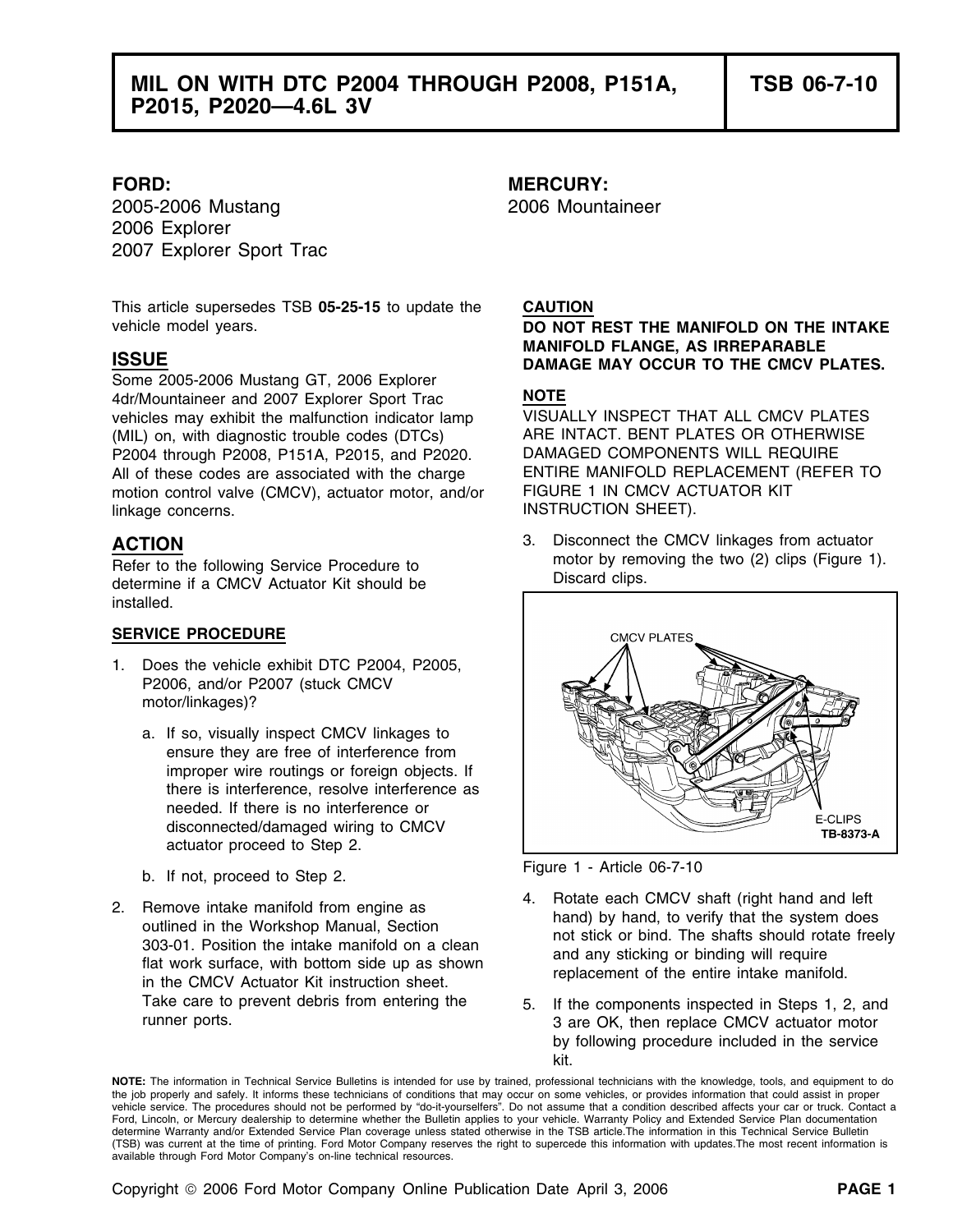# MIL ON WITH DTC P2004 THROUGH P2008, P151A, P2015, P2020—4.6L 3V

**TSB 06-7-10**

**FORD:**
2005-2006 Mustang
2006 Explorer
2007 Explorer Sport Trac

**MERCURY:**
2006 Mountaineer

This article supersedes TSB **05-25-15** to update the vehicle model years.

## ISSUE

Some 2005-2006 Mustang GT, 2006 Explorer 4dr/Mountaineer and 2007 Explorer Sport Trac vehicles may exhibit the malfunction indicator lamp (MIL) on, with diagnostic trouble codes (DTCs) P2004 through P2008, P151A, P2015, and P2020. All of these codes are associated with the charge motion control valve (CMCV), actuator motor, and/or linkage concerns.

## ACTION

Refer to the following Service Procedure to determine if a CMCV Actuator Kit should be installed.

### SERVICE PROCEDURE

1. Does the vehicle exhibit DTC P2004, P2005, P2006, and/or P2007 (stuck CMCV motor/linkages)?
   a. If so, visually inspect CMCV linkages to ensure they are free of interference from improper wire routings or foreign objects. If there is interference, resolve interference as needed. If there is no interference or disconnected/damaged wiring to CMCV actuator proceed to Step 2.
   b. If not, proceed to Step 2.
2. Remove intake manifold from engine as outlined in the Workshop Manual, Section 303-01. Position the intake manifold on a clean flat work surface, with bottom side up as shown in the CMCV Actuator Kit instruction sheet. Take care to prevent debris from entering the runner ports.

**CAUTION**

**DO NOT REST THE MANIFOLD ON THE INTAKE MANIFOLD FLANGE, AS IRREPARABLE DAMAGE MAY OCCUR TO THE CMCV PLATES.**

**NOTE**

VISUALLY INSPECT THAT ALL CMCV PLATES ARE INTACT. BENT PLATES OR OTHERWISE DAMAGED COMPONENTS WILL REQUIRE ENTIRE MANIFOLD REPLACEMENT (REFER TO FIGURE 1 IN CMCV ACTUATOR KIT INSTRUCTION SHEET).

3. Disconnect the CMCV linkages from actuator motor by removing the two (2) clips (Figure 1). Discard clips.

CMCV PLATES
E-CLIPS
TB-8373-A

Figure 1 - Article 06-7-10

4. Rotate each CMCV shaft (right hand and left hand) by hand, to verify that the system does not stick or bind. The shafts should rotate freely and any sticking or binding will require replacement of the entire intake manifold.
5. If the components inspected in Steps 1, 2, and 3 are OK, then replace CMCV actuator motor by following procedure included in the service kit.

**NOTE:** The information in Technical Service Bulletins is intended for use by trained, professional technicians with the knowledge, tools, and equipment to do the job properly and safely. It informs these technicians of conditions that may occur on some vehicles, or provides information that could assist in proper vehicle service. The procedures should not be performed by "do-it-yourselfers". Do not assume that a condition described affects your car or truck. Contact a Ford, Lincoln, or Mercury dealership to determine whether the Bulletin applies to your vehicle. Warranty Policy and Extended Service Plan documentation determine Warranty and/or Extended Service Plan coverage unless stated otherwise in the TSB article.The information in this Technical Service Bulletin (TSB) was current at the time of printing. Ford Motor Company reserves the right to supercede this information with updates.The most recent information is available through Ford Motor Company's on-line technical resources.

Copyright © 2006 Ford Motor Company Online Publication Date April 3, 2006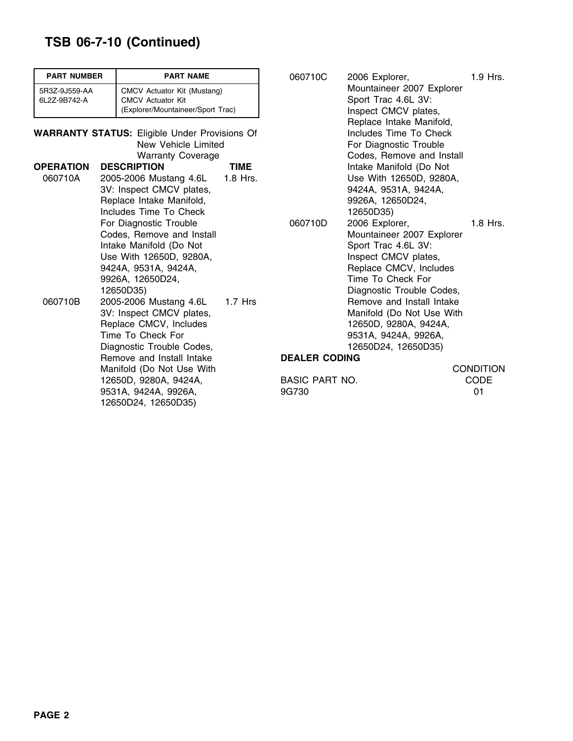# TSB 06-7-10 (Continued)

| PART NUMBER | PART NAME |
|---|---|
| 5R3Z-9J559-AA | CMCV Actuator Kit (Mustang) |
| 6L2Z-9B742-A | CMCV Actuator Kit (Explorer/Mountaineer/Sport Trac) |

**WARRANTY STATUS:** Eligible Under Provisions Of New Vehicle Limited Warranty Coverage

| OPERATION | DESCRIPTION | TIME |
|---|---|---|
| 060710A | 2005-2006 Mustang 4.6L 3V: Inspect CMCV plates, Replace Intake Manifold, Includes Time To Check For Diagnostic Trouble Codes, Remove and Install Intake Manifold (Do Not Use With 12650D, 9280A, 9424A, 9531A, 9424A, 9926A, 12650D24, 12650D35) | 1.8 Hrs. |
| 060710B | 2005-2006 Mustang 4.6L 3V: Inspect CMCV plates, Replace CMCV, Includes Time To Check For Diagnostic Trouble Codes, Remove and Install Intake Manifold (Do Not Use With 12650D, 9280A, 9424A, 9531A, 9424A, 9926A, 12650D24, 12650D35) | 1.7 Hrs |
| 060710C | 2006 Explorer, Mountaineer 2007 Explorer Sport Trac 4.6L 3V: Inspect CMCV plates, Replace Intake Manifold, Includes Time To Check For Diagnostic Trouble Codes, Remove and Install Intake Manifold (Do Not Use With 12650D, 9280A, 9424A, 9531A, 9424A, 9926A, 12650D24, 12650D35) | 1.9 Hrs. |
| 060710D | 2006 Explorer, Mountaineer 2007 Explorer Sport Trac 4.6L 3V: Inspect CMCV plates, Replace CMCV, Includes Time To Check For Diagnostic Trouble Codes, Remove and Install Intake Manifold (Do Not Use With 12650D, 9280A, 9424A, 9531A, 9424A, 9926A, 12650D24, 12650D35) | 1.8 Hrs. |

**DEALER CODING**

| BASIC PART NO. | CONDITION CODE |
|---|---|
| 9G730 | 01 |